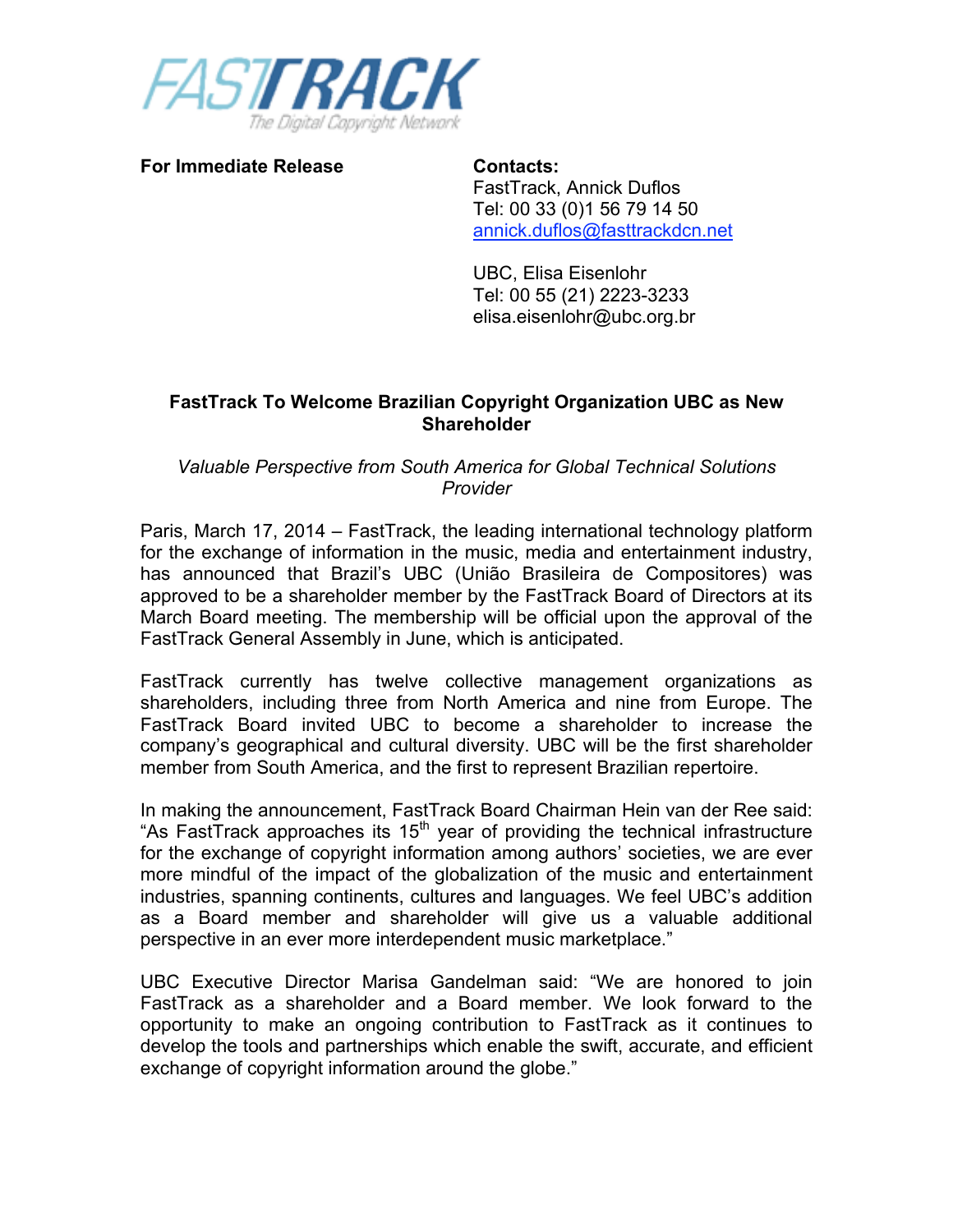FASTTRACK
The Digital Copyright Network

**For Immediate Release**

**Contacts:**
FastTrack, Annick Duflos
Tel: 00 33 (0)1 56 79 14 50
annick.duflos@fasttrackdcn.net

UBC, Elisa Eisenlohr
Tel: 00 55 (21) 2223-3233
elisa.eisenlohr@ubc.org.br

## FastTrack To Welcome Brazilian Copyright Organization UBC as New Shareholder

*Valuable Perspective from South America for Global Technical Solutions Provider*

Paris, March 17, 2014 – FastTrack, the leading international technology platform for the exchange of information in the music, media and entertainment industry, has announced that Brazil's UBC (União Brasileira de Compositores) was approved to be a shareholder member by the FastTrack Board of Directors at its March Board meeting. The membership will be official upon the approval of the FastTrack General Assembly in June, which is anticipated.

FastTrack currently has twelve collective management organizations as shareholders, including three from North America and nine from Europe. The FastTrack Board invited UBC to become a shareholder to increase the company's geographical and cultural diversity. UBC will be the first shareholder member from South America, and the first to represent Brazilian repertoire.

In making the announcement, FastTrack Board Chairman Hein van der Ree said: "As FastTrack approaches its 15th year of providing the technical infrastructure for the exchange of copyright information among authors' societies, we are ever more mindful of the impact of the globalization of the music and entertainment industries, spanning continents, cultures and languages. We feel UBC's addition as a Board member and shareholder will give us a valuable additional perspective in an ever more interdependent music marketplace."

UBC Executive Director Marisa Gandelman said: "We are honored to join FastTrack as a shareholder and a Board member. We look forward to the opportunity to make an ongoing contribution to FastTrack as it continues to develop the tools and partnerships which enable the swift, accurate, and efficient exchange of copyright information around the globe."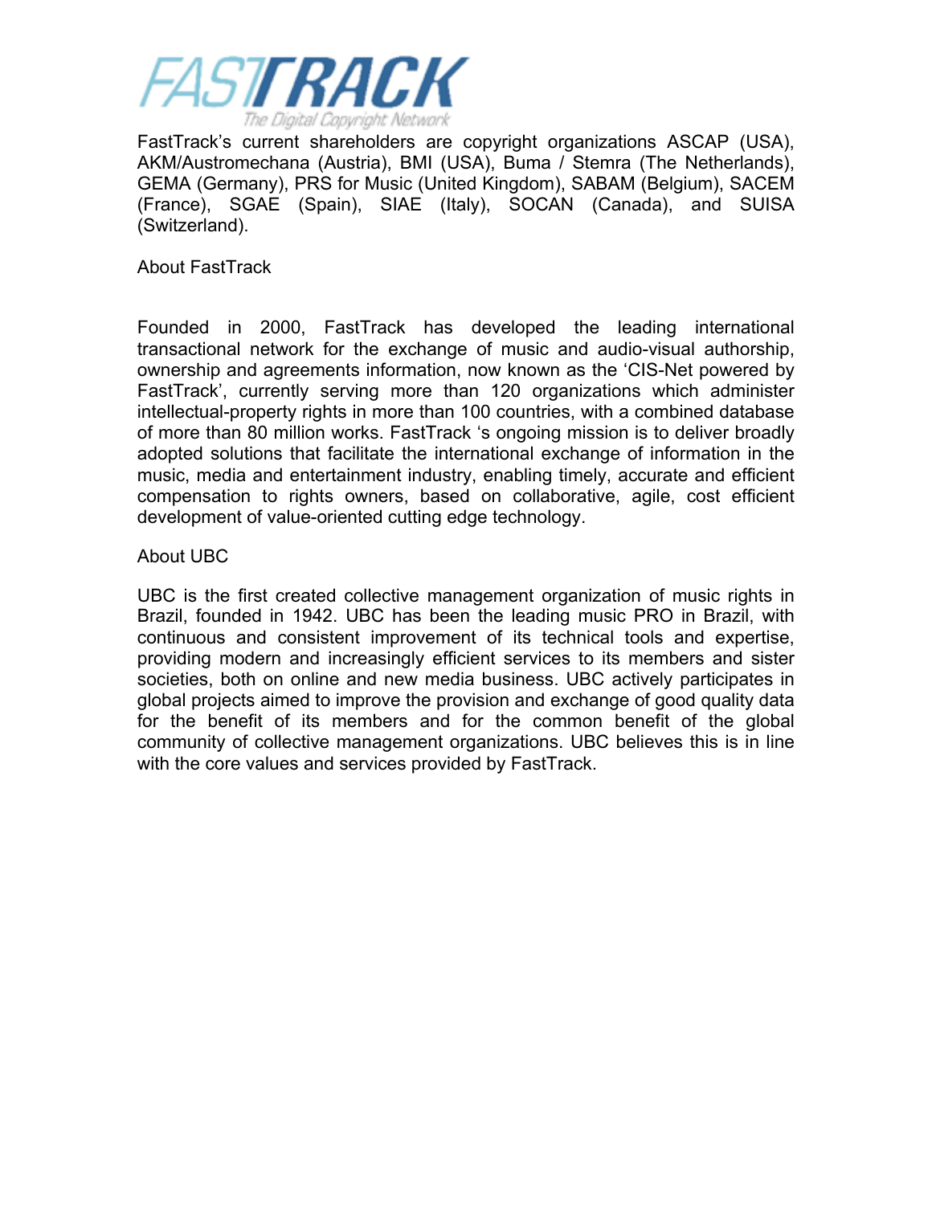FastTrack's current shareholders are copyright organizations ASCAP (USA), AKM/Austromechana (Austria), BMI (USA), Buma / Stemra (The Netherlands), GEMA (Germany), PRS for Music (United Kingdom), SABAM (Belgium), SACEM (France), SGAE (Spain), SIAE (Italy), SOCAN (Canada), and SUISA (Switzerland).

## About FastTrack

Founded in 2000, FastTrack has developed the leading international transactional network for the exchange of music and audio-visual authorship, ownership and agreements information, now known as the 'CIS-Net powered by FastTrack', currently serving more than 120 organizations which administer intellectual-property rights in more than 100 countries, with a combined database of more than 80 million works. FastTrack 's ongoing mission is to deliver broadly adopted solutions that facilitate the international exchange of information in the music, media and entertainment industry, enabling timely, accurate and efficient compensation to rights owners, based on collaborative, agile, cost efficient development of value-oriented cutting edge technology.

## About UBC

UBC is the first created collective management organization of music rights in Brazil, founded in 1942. UBC has been the leading music PRO in Brazil, with continuous and consistent improvement of its technical tools and expertise, providing modern and increasingly efficient services to its members and sister societies, both on online and new media business. UBC actively participates in global projects aimed to improve the provision and exchange of good quality data for the benefit of its members and for the common benefit of the global community of collective management organizations. UBC believes this is in line with the core values and services provided by FastTrack.